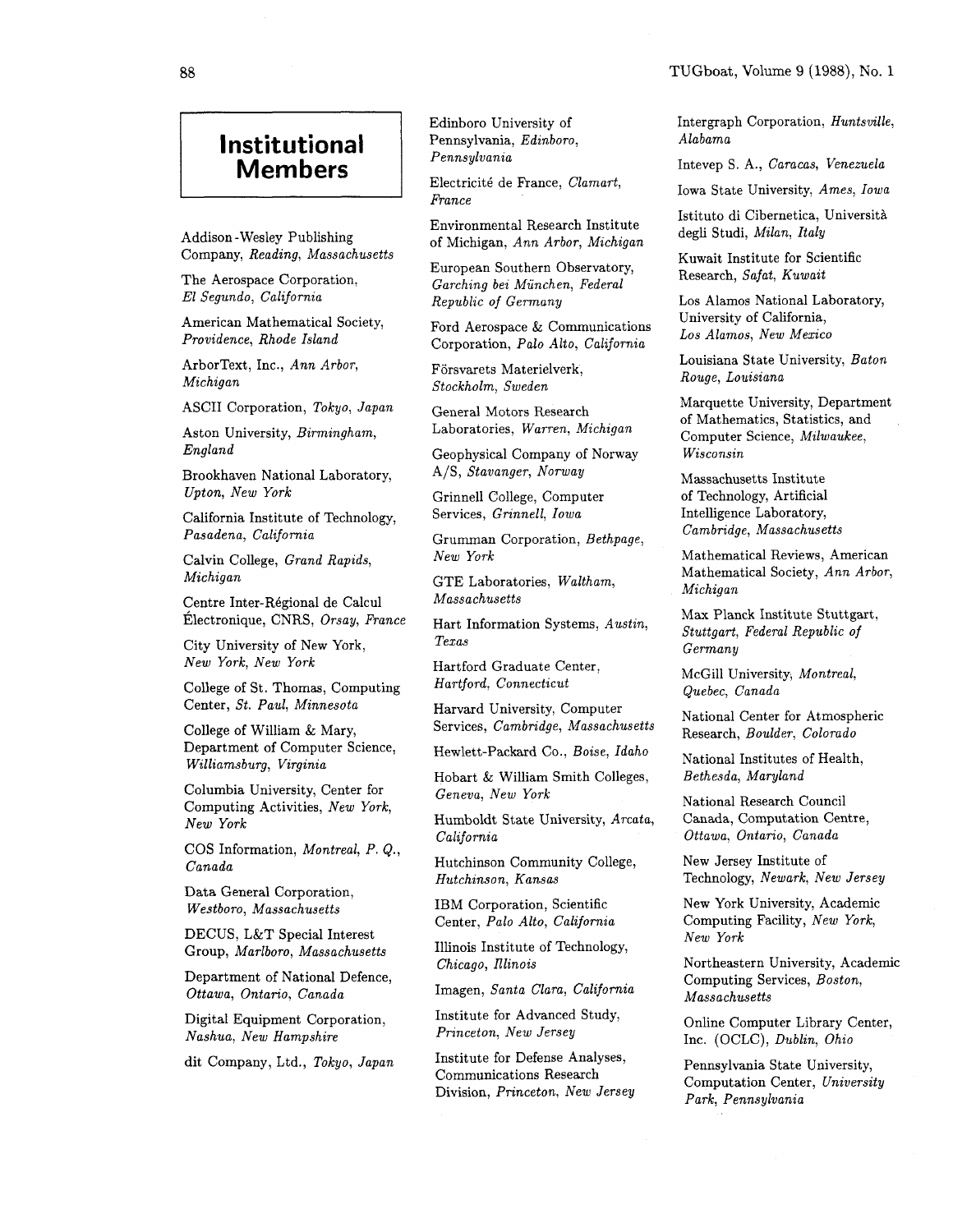# Institutional Members

Addison-Wesley Publishing Company, *Reading, Massachusetts*

The Aerospace Corporation, *El Segundo, California*

American Mathematical Society, *Providence, Rhode Island*

ArborText, Inc., *Ann Arbor, Michigan*

ASCII Corporation, *Tokyo, Japan*

Aston University, *Birmingham, England*

Brookhaven National Laboratory, *Upton, New York*

California Institute of Technology, *Pasadena, California*

Calvin College, *Grand Rapids, Michigan*

Centre Inter-Régional de Calcul Électronique, CNRS, *Orsay, France*

City University of New York, *New York, New York*

College of St. Thomas, Computing Center, *St. Paul, Minnesota*

College of William & Mary, Department of Computer Science, *Williamsburg, Virginia*

Columbia University, Center for Computing Activities, *New York, New York*

COS Information, *Montreal, P. Q., Canada*

Data General Corporation, *Westboro, Massachusetts*

DECUS, L&T Special Interest Group, *Marlboro, Massachusetts*

Department of National Defence, *Ottawa, Ontario, Canada*

Digital Equipment Corporation, *Nashua, New Hampshire*

dit Company, Ltd., *Tokyo, Japan*

Edinboro University of Pennsylvania, *Edinboro, Pennsylvania*

Electricité de France, *Clamart, France*

Environmental Research Institute of Michigan, *Ann Arbor, Michigan*

European Southern Observatory, *Garching bei München, Federal Republic of Germany*

Ford Aerospace & Communications Corporation, *Palo Alto, California*

Försvarets Materielverk, *Stockholm, Sweden*

General Motors Research Laboratories, *Warren, Michigan*

Geophysical Company of Norway A/S, *Stavanger, Norway*

Grinnell College, Computer Services, *Grinnell, Iowa*

Grumman Corporation, *Bethpage, New York*

GTE Laboratories, *Waltham, Massachusetts*

Hart Information Systems, *Austin, Texas*

Hartford Graduate Center, *Hartford, Connecticut*

Harvard University, Computer Services, *Cambridge, Massachusetts*

Hewlett-Packard Co., *Boise, Idaho*

Hobart & William Smith Colleges, *Geneva, New York*

Humboldt State University, *Arcata, California*

Hutchinson Community College, *Hutchinson, Kansas*

IBM Corporation, Scientific Center, *Palo Alto, California*

Illinois Institute of Technology, *Chicago, Illinois*

Imagen, *Santa Clara, California*

Institute for Advanced Study, *Princeton, New Jersey*

Institute for Defense Analyses, Communications Research Division, *Princeton, New Jersey*

Intergraph Corporation, *Huntsville, Alabama*

Intevep S. A., *Caracas, Venezuela*

Iowa State University, *Ames, Iowa*

Istituto di Cibernetica, Università degli Studi, *Milan, Italy*

Kuwait Institute for Scientific Research, *Safat, Kuwait*

Los Alamos National Laboratory, University of California, *Los Alamos, New Mexico*

Louisiana State University, *Baton Rouge, Louisiana*

Marquette University, Department of Mathematics, Statistics, and Computer Science, *Milwaukee, Wisconsin*

Massachusetts Institute of Technology, Artificial Intelligence Laboratory, *Cambridge, Massachusetts*

Mathematical Reviews, American Mathematical Society, *Ann Arbor, Michigan*

Max Planck Institute Stuttgart, *Stuttgart, Federal Republic of Germany*

McGill University, *Montreal, Quebec, Canada*

National Center for Atmospheric Research, *Boulder, Colorado*

National Institutes of Health, *Bethesda, Maryland*

National Research Council Canada, Computation Centre, *Ottawa, Ontario, Canada*

New Jersey Institute of Technology, *Newark, New Jersey*

New York University, Academic Computing Facility, *New York, New York*

Northeastern University, Academic Computing Services, *Boston, Massachusetts*

Online Computer Library Center, Inc. (OCLC), *Dublin, Ohio*

Pennsylvania State University, Computation Center, *University Park, Pennsylvania*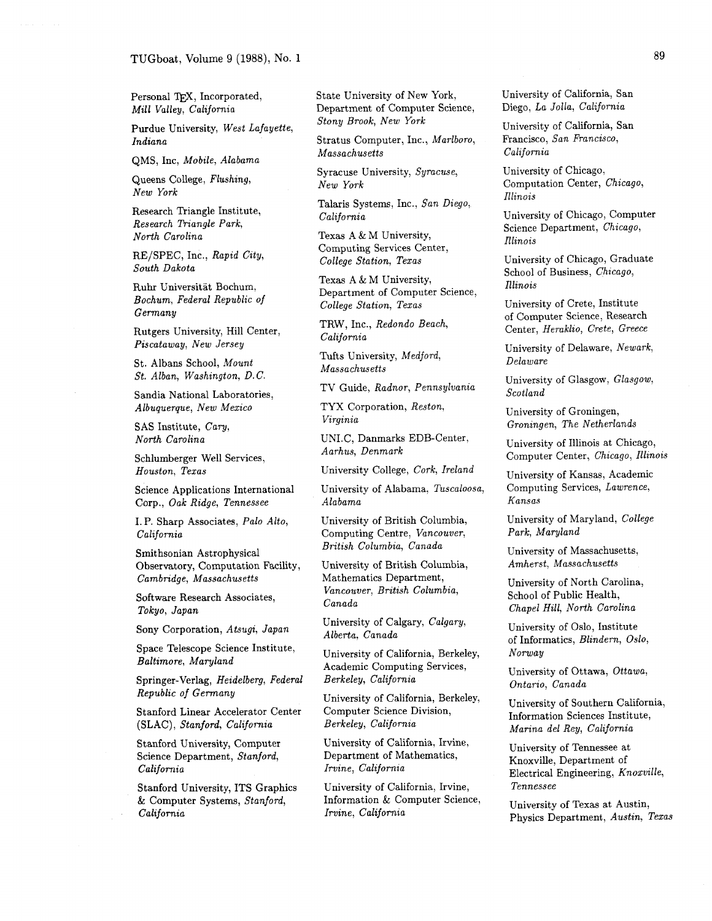Personal TeX, Incorporated, *Mill Valley, California*

Purdue University, *West Lafayette, Indiana*

QMS, Inc, *Mobile, Alabama*

Queens College, *Flushing, New York*

Research Triangle Institute, *Research Triangle Park, North Carolina*

RE/SPEC, Inc., *Rapid City, South Dakota*

Ruhr Universität Bochum, *Bochum, Federal Republic of Germany*

Rutgers University, Hill Center, *Piscataway, New Jersey*

St. Albans School, *Mount St. Alban, Washington, D.C.*

Sandia National Laboratories, *Albuquerque, New Mexico*

SAS Institute, *Cary, North Carolina*

Schlumberger Well Services, *Houston, Texas*

Science Applications International Corp., *Oak Ridge, Tennessee*

I. P. Sharp Associates, *Palo Alto, California*

Smithsonian Astrophysical Observatory, Computation Facility, *Cambridge, Massachusetts*

Software Research Associates, *Tokyo, Japan*

Sony Corporation, *Atsugi, Japan*

Space Telescope Science Institute, *Baltimore, Maryland*

Springer-Verlag, *Heidelberg, Federal Republic of Germany*

Stanford Linear Accelerator Center (SLAC), *Stanford, California*

Stanford University, Computer Science Department, *Stanford, California*

Stanford University, ITS Graphics & Computer Systems, *Stanford, California*

State University of New York, Department of Computer Science, *Stony Brook, New York*

Stratus Computer, Inc., *Marlboro, Massachusetts*

Syracuse University, *Syracuse, New York*

Talaris Systems, Inc., *San Diego, California*

Texas A & M University, Computing Services Center, *College Station, Texas*

Texas A & M University, Department of Computer Science, *College Station, Texas*

TRW, Inc., *Redondo Beach, California*

Tufts University, *Medford, Massachusetts*

TV Guide, *Radnor, Pennsylvania*

TYX Corporation, *Reston, Virginia*

UNI.C, Danmarks EDB-Center, *Aarhus, Denmark*

University College, *Cork, Ireland*

University of Alabama, *Tuscaloosa, Alabama*

University of British Columbia, Computing Centre, *Vancouver, British Columbia, Canada*

University of British Columbia, Mathematics Department, *Vancouver, British Columbia, Canada*

University of Calgary, *Calgary, Alberta, Canada*

University of California, Berkeley, Academic Computing Services, *Berkeley, California*

University of California, Berkeley, Computer Science Division, *Berkeley, California*

University of California, Irvine, Department of Mathematics, *Irvine, California*

University of California, Irvine, Information & Computer Science, *Irvine, California*

University of California, San Diego, *La Jolla, California*

University of California, San Francisco, *San Francisco, California*

University of Chicago, Computation Center, *Chicago, Illinois*

University of Chicago, Computer Science Department, *Chicago, Illinois*

University of Chicago, Graduate School of Business, *Chicago, Illinois*

University of Crete, Institute of Computer Science, Research Center, *Heraklio, Crete, Greece*

University of Delaware, *Newark, Delaware*

University of Glasgow, *Glasgow, Scotland*

University of Groningen, *Groningen, The Netherlands*

University of Illinois at Chicago, Computer Center, *Chicago, Illinois*

University of Kansas, Academic Computing Services, *Lawrence, Kansas*

University of Maryland, *College Park, Maryland*

University of Massachusetts, *Amherst, Massachusetts*

University of North Carolina, School of Public Health, *Chapel Hill, North Carolina*

University of Oslo, Institute of Informatics, *Blindern, Oslo, Norway*

University of Ottawa, *Ottawa, Ontario, Canada*

University of Southern California, Information Sciences Institute, *Marina del Rey, California*

University of Tennessee at Knoxville, Department of Electrical Engineering, *Knoxville, Tennessee*

University of Texas at Austin, Physics Department, *Austin, Texas*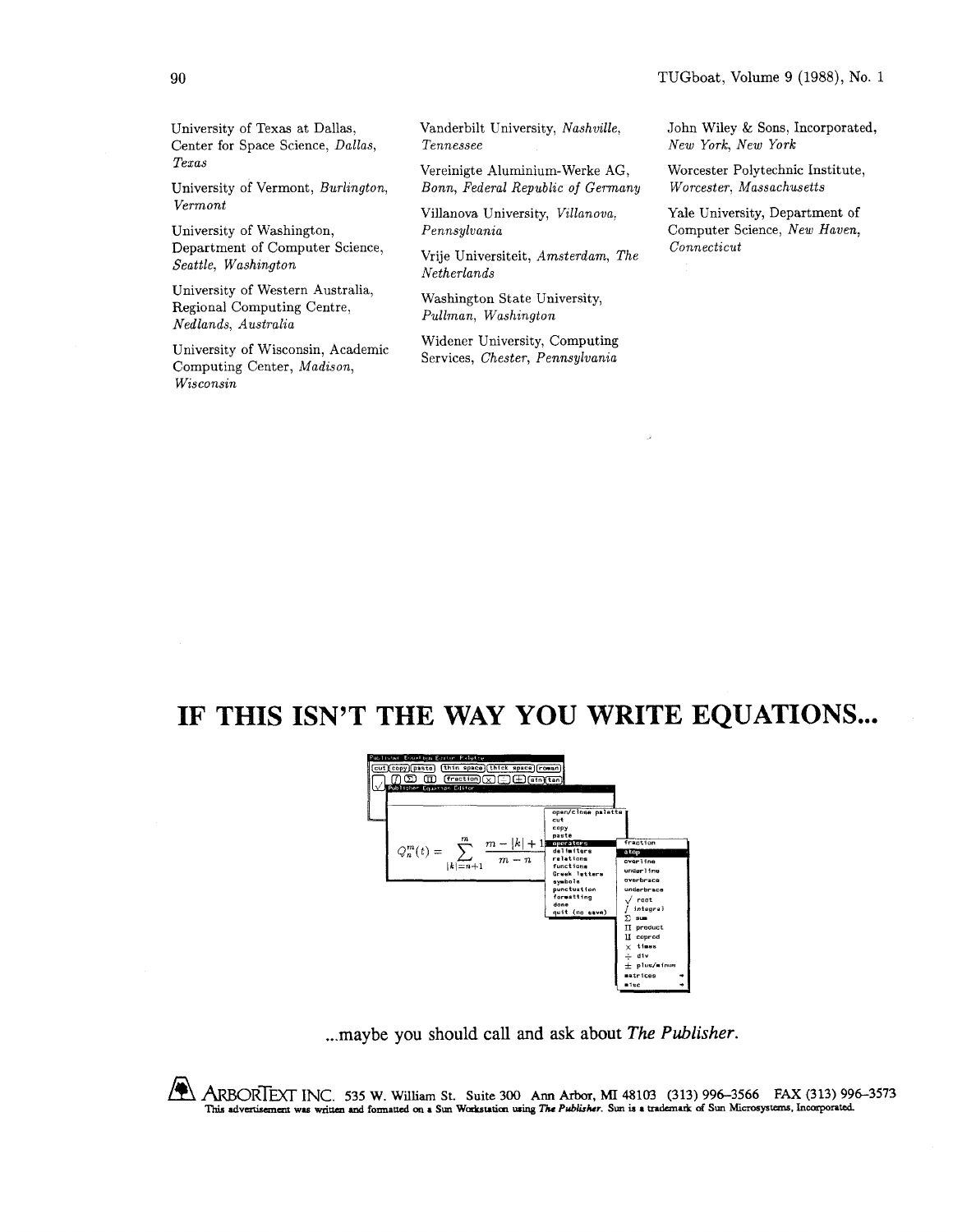University of Texas at Dallas, Center for Space Science, *Dallas, Texas*

University of Vermont, *Burlington, Vermont*

University of Washington, Department of Computer Science, *Seattle, Washington*

University of Western Australia, Regional Computing Centre, *Nedlands, Australia*

University of Wisconsin, Academic Computing Center, *Madison, Wisconsin*

Vanderbilt University, *Nashville, Tennessee*

Vereinigte Aluminium-Werke AG, *Bonn, Federal Republic of Germany*

Villanova University, *Villanova, Pennsylvania*

Vrije Universiteit, *Amsterdam, The Netherlands*

Washington State University, *Pullman, Washington*

Widener University, Computing Services, *Chester, Pennsylvania*

John Wiley & Sons, Incorporated, *New York, New York*

Worcester Polytechnic Institute, *Worcester, Massachusetts*

Yale University, Department of Computer Science, *New Haven, Connecticut*

# IF THIS ISN'T THE WAY YOU WRITE EQUATIONS...

$$Q_n^m(t) = \sum_{|k|=n+1}^{m} \frac{m-|k|+1}{m-n}$$

...maybe you should call and ask about ***The Publisher.***

ARBORTEXT INC. 535 W. William St. Suite 300 Ann Arbor, MI 48103 (313) 996-3566 FAX (313) 996-3573

This advertisement was written and formatted on a Sun Workstation using *The Publisher*. Sun is a trademark of Sun Microsystems, Incorporated.